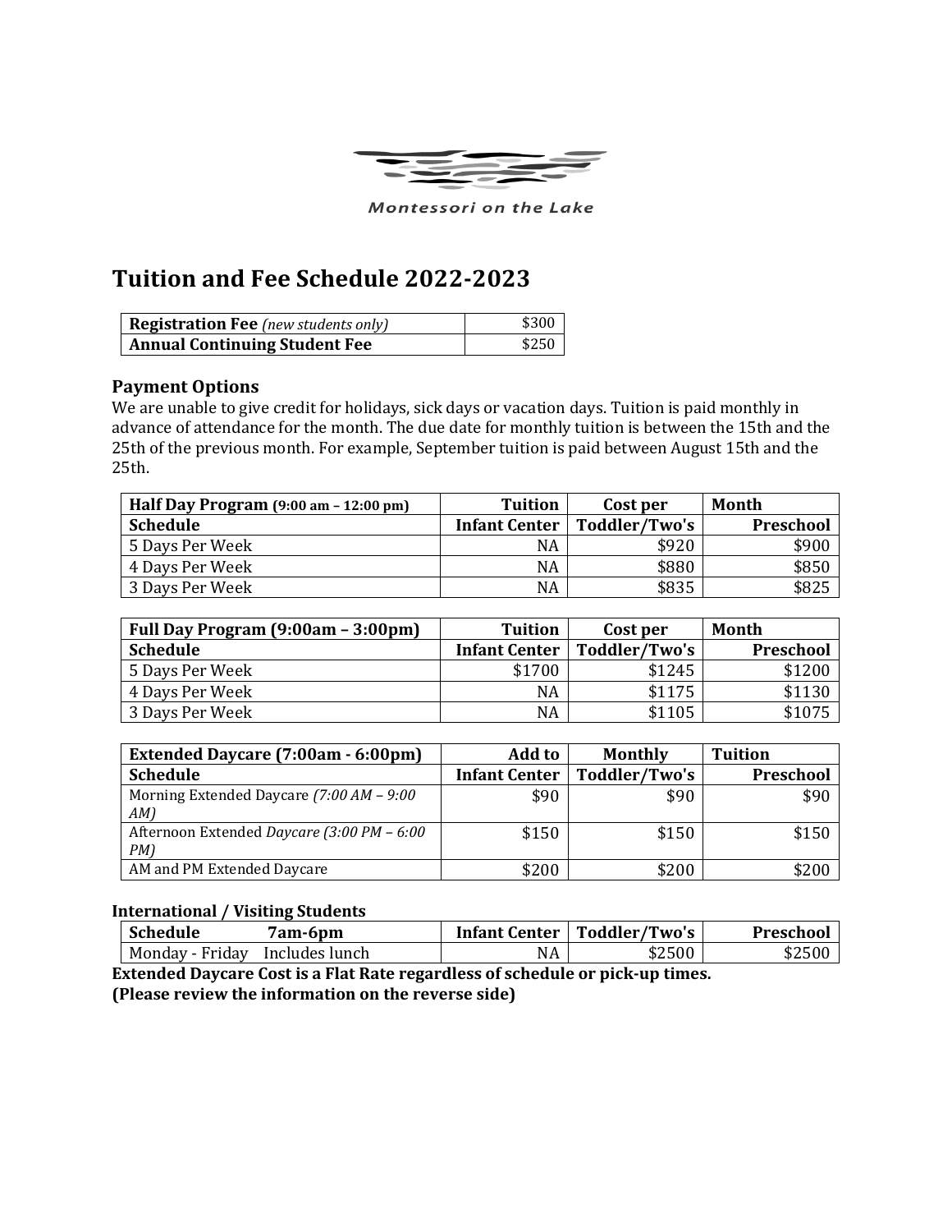Montessori on the Lake

# Tuition and Fee Schedule 2022-2023

| **Registration Fee** *(new students only)* | $300 |
|---|---|
| **Annual Continuing Student Fee** | $250 |

## Payment Options

We are unable to give credit for holidays, sick days or vacation days. Tuition is paid monthly in advance of attendance for the month. The due date for monthly tuition is between the 15th and the 25th of the previous month. For example, September tuition is paid between August 15th and the 25th.

| **Half Day Program (9:00 am – 12:00 pm)** | **Tuition** | **Cost per** | **Month** |
|---|---|---|---|
| **Schedule** | **Infant Center** | **Toddler/Two's** | **Preschool** |
| 5 Days Per Week | NA | $920 | $900 |
| 4 Days Per Week | NA | $880 | $850 |
| 3 Days Per Week | NA | $835 | $825 |

| **Full Day Program (9:00am – 3:00pm)** | **Tuition** | **Cost per** | **Month** |
|---|---|---|---|
| **Schedule** | **Infant Center** | **Toddler/Two's** | **Preschool** |
| 5 Days Per Week | $1700 | $1245 | $1200 |
| 4 Days Per Week | NA | $1175 | $1130 |
| 3 Days Per Week | NA | $1105 | $1075 |

| **Extended Daycare (7:00am - 6:00pm)** | **Add to** | **Monthly** | **Tuition** |
|---|---|---|---|
| **Schedule** | **Infant Center** | **Toddler/Two's** | **Preschool** |
| Morning Extended Daycare *(7:00 AM – 9:00 AM)* | $90 | $90 | $90 |
| Afternoon Extended *Daycare (3:00 PM – 6:00 PM)* | $150 | $150 | $150 |
| AM and PM Extended Daycare | $200 | $200 | $200 |

**International / Visiting Students**

| **Schedule** | **7am-6pm** | **Infant Center** | **Toddler/Two's** | **Preschool** |
|---|---|---|---|---|
| Monday - Friday | Includes lunch | NA | $2500 | $2500 |

**Extended Daycare Cost is a Flat Rate regardless of schedule or pick-up times.**
**(Please review the information on the reverse side)**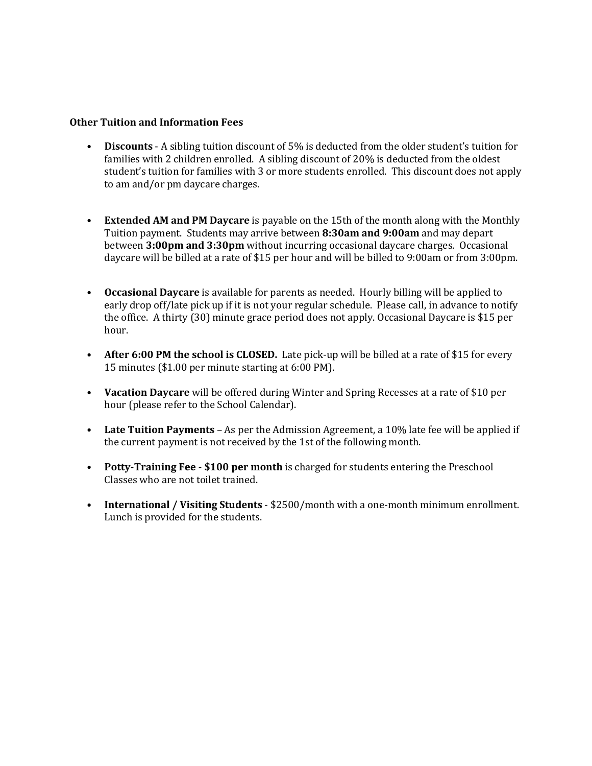**Other Tuition and Information Fees**

- **Discounts** - A sibling tuition discount of 5% is deducted from the older student's tuition for families with 2 children enrolled. A sibling discount of 20% is deducted from the oldest student's tuition for families with 3 or more students enrolled. This discount does not apply to am and/or pm daycare charges.

- **Extended AM and PM Daycare** is payable on the 15th of the month along with the Monthly Tuition payment. Students may arrive between **8:30am and 9:00am** and may depart between **3:00pm and 3:30pm** without incurring occasional daycare charges. Occasional daycare will be billed at a rate of $15 per hour and will be billed to 9:00am or from 3:00pm.

- **Occasional Daycare** is available for parents as needed. Hourly billing will be applied to early drop off/late pick up if it is not your regular schedule. Please call, in advance to notify the office. A thirty (30) minute grace period does not apply. Occasional Daycare is $15 per hour.

- **After 6:00 PM the school is CLOSED.** Late pick-up will be billed at a rate of $15 for every 15 minutes ($1.00 per minute starting at 6:00 PM).

- **Vacation Daycare** will be offered during Winter and Spring Recesses at a rate of $10 per hour (please refer to the School Calendar).

- **Late Tuition Payments** – As per the Admission Agreement, a 10% late fee will be applied if the current payment is not received by the 1st of the following month.

- **Potty-Training Fee - $100 per month** is charged for students entering the Preschool Classes who are not toilet trained.

- **International / Visiting Students** - $2500/month with a one-month minimum enrollment. Lunch is provided for the students.